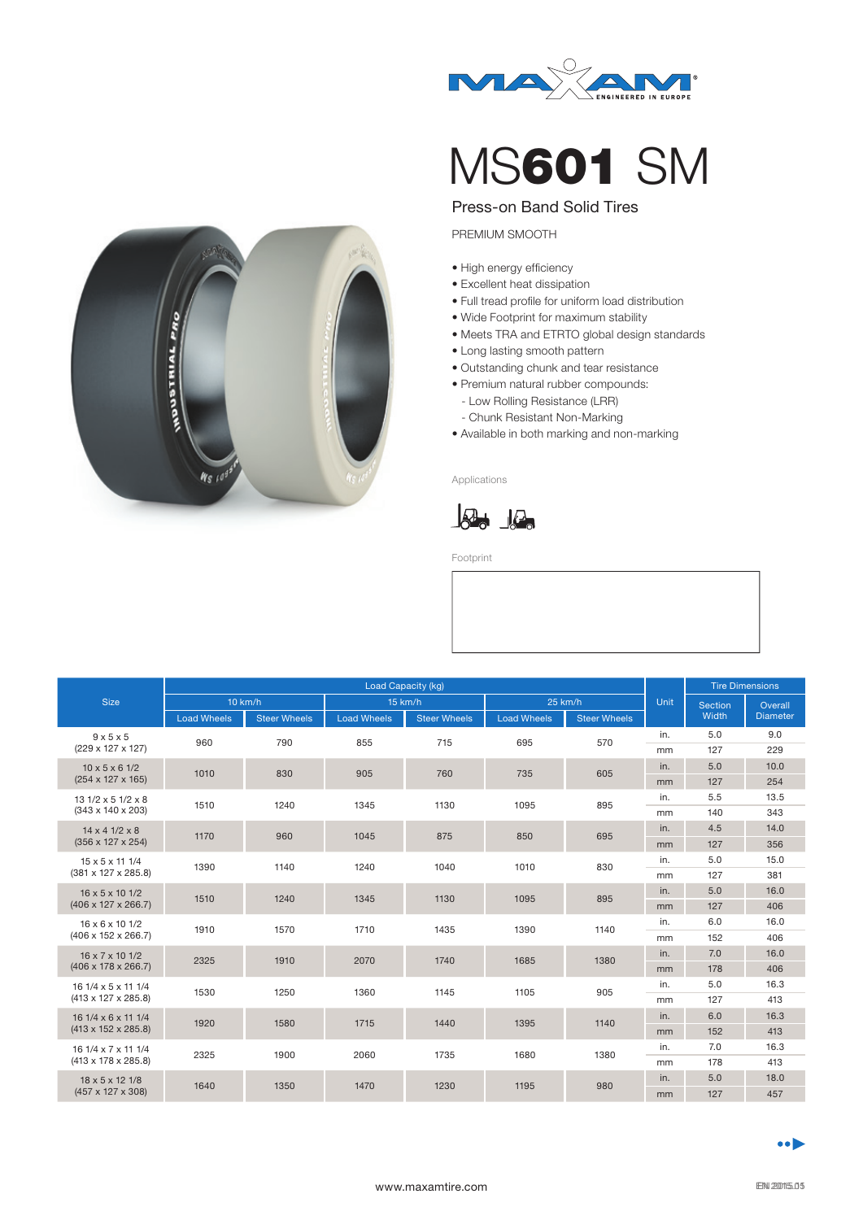# MS**601** SM

## Press-on Band Solid Tires

PREMIUM SMOOTH

- High energy efficiency
- Excellent heat dissipation
- Full tread profile for uniform load distribution
- Wide Footprint for maximum stability
- Meets TRA and ETRTO global design standards
- Long lasting smooth pattern
- Outstanding chunk and tear resistance
- Premium natural rubber compounds:
  - Low Rolling Resistance (LRR)
  - Chunk Resistant Non-Marking
- Available in both marking and non-marking

Applications

Footprint

| Size | Load Capacity (kg) | | | | | | Unit | Tire Dimensions | |
|---|---|---|---|---|---|---|---|---|---|
| | 10 km/h | | 15 km/h | | 25 km/h | | | Section Width | Overall Diameter |
| | Load Wheels | Steer Wheels | Load Wheels | Steer Wheels | Load Wheels | Steer Wheels | | | |
| 9 x 5 x 5 (229 x 127 x 127) | 960 | 790 | 855 | 715 | 695 | 570 | in. | 5.0 | 9.0 |
| | | | | | | | mm | 127 | 229 |
| 10 x 5 x 6 1/2 (254 x 127 x 165) | 1010 | 830 | 905 | 760 | 735 | 605 | in. | 5.0 | 10.0 |
| | | | | | | | mm | 127 | 254 |
| 13 1/2 x 5 1/2 x 8 (343 x 140 x 203) | 1510 | 1240 | 1345 | 1130 | 1095 | 895 | in. | 5.5 | 13.5 |
| | | | | | | | mm | 140 | 343 |
| 14 x 4 1/2 x 8 (356 x 127 x 254) | 1170 | 960 | 1045 | 875 | 850 | 695 | in. | 4.5 | 14.0 |
| | | | | | | | mm | 127 | 356 |
| 15 x 5 x 11 1/4 (381 x 127 x 285.8) | 1390 | 1140 | 1240 | 1040 | 1010 | 830 | in. | 5.0 | 15.0 |
| | | | | | | | mm | 127 | 381 |
| 16 x 5 x 10 1/2 (406 x 127 x 266.7) | 1510 | 1240 | 1345 | 1130 | 1095 | 895 | in. | 5.0 | 16.0 |
| | | | | | | | mm | 127 | 406 |
| 16 x 6 x 10 1/2 (406 x 152 x 266.7) | 1910 | 1570 | 1710 | 1435 | 1390 | 1140 | in. | 6.0 | 16.0 |
| | | | | | | | mm | 152 | 406 |
| 16 x 7 x 10 1/2 (406 x 178 x 266.7) | 2325 | 1910 | 2070 | 1740 | 1685 | 1380 | in. | 7.0 | 16.0 |
| | | | | | | | mm | 178 | 406 |
| 16 1/4 x 5 x 11 1/4 (413 x 127 x 285.8) | 1530 | 1250 | 1360 | 1145 | 1105 | 905 | in. | 5.0 | 16.3 |
| | | | | | | | mm | 127 | 413 |
| 16 1/4 x 6 x 11 1/4 (413 x 152 x 285.8) | 1920 | 1580 | 1715 | 1440 | 1395 | 1140 | in. | 6.0 | 16.3 |
| | | | | | | | mm | 152 | 413 |
| 16 1/4 x 7 x 11 1/4 (413 x 178 x 285.8) | 2325 | 1900 | 2060 | 1735 | 1680 | 1380 | in. | 7.0 | 16.3 |
| | | | | | | | mm | 178 | 413 |
| 18 x 5 x 12 1/8 (457 x 127 x 308) | 1640 | 1350 | 1470 | 1230 | 1195 | 980 | in. | 5.0 | 18.0 |
| | | | | | | | mm | 127 | 457 |

www.maxamtire.com

EN 2015.05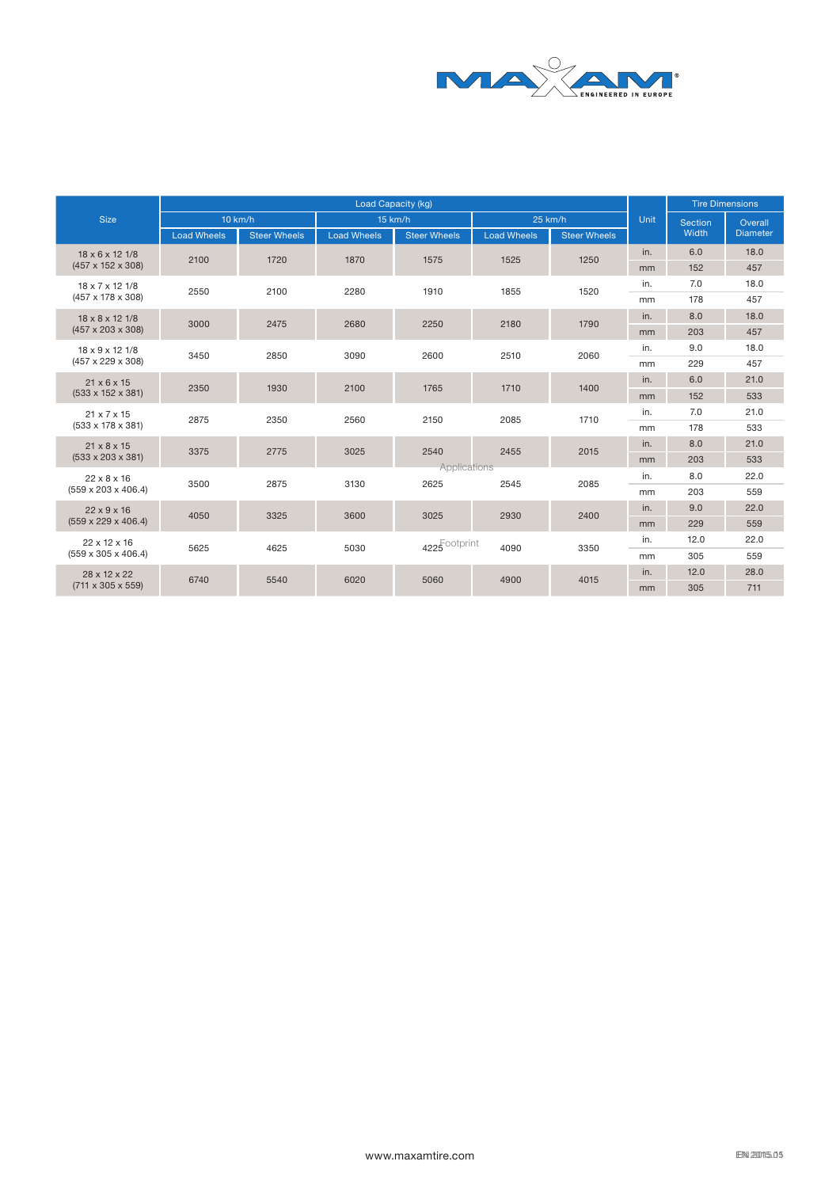| Size | Load Capacity (kg) | | | | | | Unit | Tire Dimensions | |
|---|---|---|---|---|---|---|---|---|---|
| | 10 km/h | | 15 km/h | | 25 km/h | | | Section Width | Overall Diameter |
| | Load Wheels | Steer Wheels | Load Wheels | Steer Wheels | Load Wheels | Steer Wheels | | | |
| 18 x 6 x 12 1/8 (457 x 152 x 308) | 2100 | 1720 | 1870 | 1575 | 1525 | 1250 | in. | 6.0 | 18.0 |
| | | | | | | | mm | 152 | 457 |
| 18 x 7 x 12 1/8 (457 x 178 x 308) | 2550 | 2100 | 2280 | 1910 | 1855 | 1520 | in. | 7.0 | 18.0 |
| | | | | | | | mm | 178 | 457 |
| 18 x 8 x 12 1/8 (457 x 203 x 308) | 3000 | 2475 | 2680 | 2250 | 2180 | 1790 | in. | 8.0 | 18.0 |
| | | | | | | | mm | 203 | 457 |
| 18 x 9 x 12 1/8 (457 x 229 x 308) | 3450 | 2850 | 3090 | 2600 | 2510 | 2060 | in. | 9.0 | 18.0 |
| | | | | | | | mm | 229 | 457 |
| 21 x 6 x 15 (533 x 152 x 381) | 2350 | 1930 | 2100 | 1765 | 1710 | 1400 | in. | 6.0 | 21.0 |
| | | | | | | | mm | 152 | 533 |
| 21 x 7 x 15 (533 x 178 x 381) | 2875 | 2350 | 2560 | 2150 | 2085 | 1710 | in. | 7.0 | 21.0 |
| | | | | | | | mm | 178 | 533 |
| 21 x 8 x 15 (533 x 203 x 381) | 3375 | 2775 | 3025 | 2540 | 2455 | 2015 | in. | 8.0 | 21.0 |
| | | | | | | | mm | 203 | 533 |
| 22 x 8 x 16 (559 x 203 x 406.4) | 3500 | 2875 | 3130 | 2625 | 2545 | 2085 | in. | 8.0 | 22.0 |
| | | | | | | | mm | 203 | 559 |
| 22 x 9 x 16 (559 x 229 x 406.4) | 4050 | 3325 | 3600 | 3025 | 2930 | 2400 | in. | 9.0 | 22.0 |
| | | | | | | | mm | 229 | 559 |
| 22 x 12 x 16 (559 x 305 x 406.4) | 5625 | 4625 | 5030 | 4225 | 4090 | 3350 | in. | 12.0 | 22.0 |
| | | | | | | | mm | 305 | 559 |
| 28 x 12 x 22 (711 x 305 x 559) | 6740 | 5540 | 6020 | 5060 | 4900 | 4015 | in. | 12.0 | 28.0 |
| | | | | | | | mm | 305 | 711 |